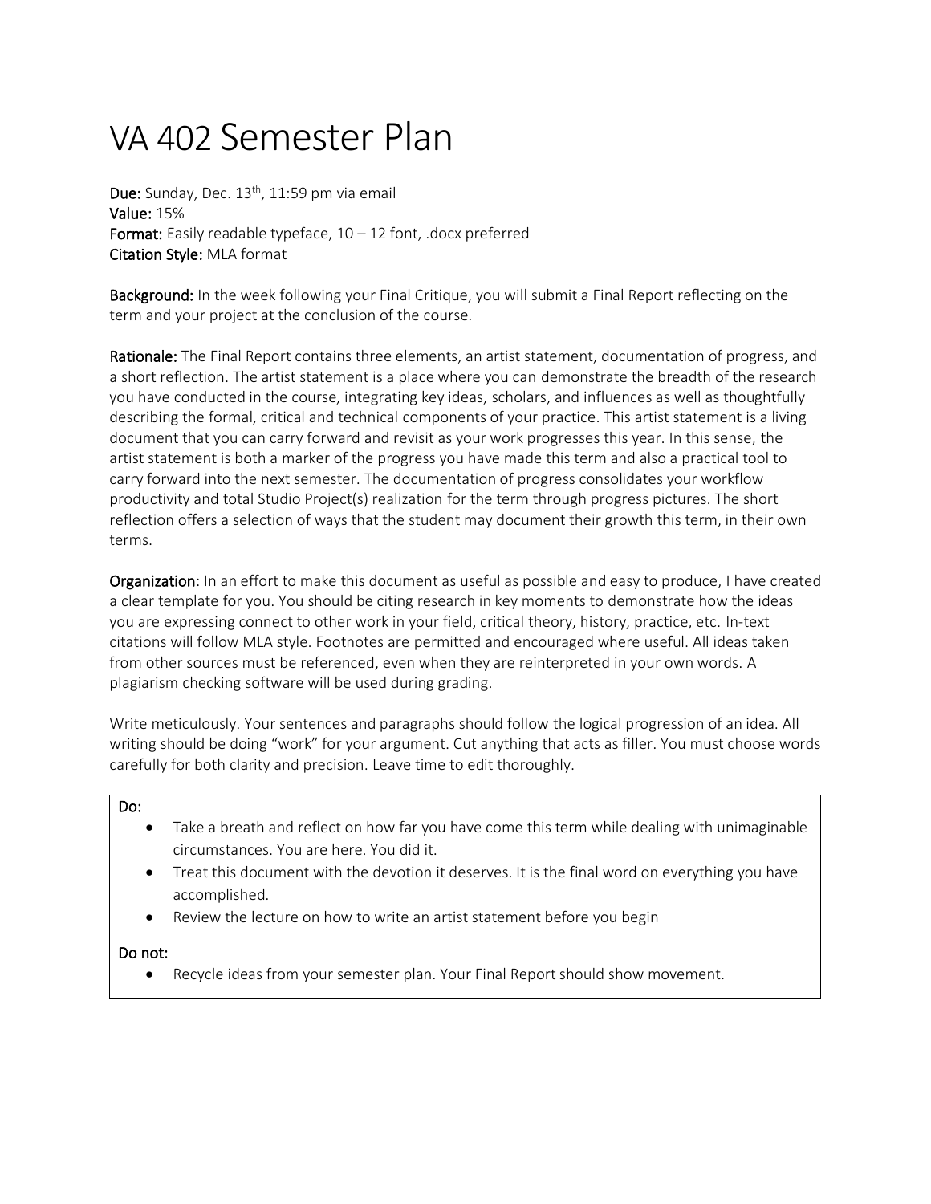# VA 402 Semester Plan

**Due:** Sunday, Dec. 13th, 11:59 pm via email
**Value:** 15%
**Format:** Easily readable typeface, 10 – 12 font, .docx preferred
**Citation Style:** MLA format

**Background:** In the week following your Final Critique, you will submit a Final Report reflecting on the term and your project at the conclusion of the course.

**Rationale:** The Final Report contains three elements, an artist statement, documentation of progress, and a short reflection. The artist statement is a place where you can demonstrate the breadth of the research you have conducted in the course, integrating key ideas, scholars, and influences as well as thoughtfully describing the formal, critical and technical components of your practice. This artist statement is a living document that you can carry forward and revisit as your work progresses this year. In this sense, the artist statement is both a marker of the progress you have made this term and also a practical tool to carry forward into the next semester. The documentation of progress consolidates your workflow productivity and total Studio Project(s) realization for the term through progress pictures. The short reflection offers a selection of ways that the student may document their growth this term, in their own terms.

**Organization**: In an effort to make this document as useful as possible and easy to produce, I have created a clear template for you. You should be citing research in key moments to demonstrate how the ideas you are expressing connect to other work in your field, critical theory, history, practice, etc. In-text citations will follow MLA style. Footnotes are permitted and encouraged where useful. All ideas taken from other sources must be referenced, even when they are reinterpreted in your own words. A plagiarism checking software will be used during grading.

Write meticulously. Your sentences and paragraphs should follow the logical progression of an idea. All writing should be doing "work" for your argument. Cut anything that acts as filler. You must choose words carefully for both clarity and precision. Leave time to edit thoroughly.

| Do: |
| --- |
| • Take a breath and reflect on how far you have come this term while dealing with unimaginable circumstances. You are here. You did it.<br>• Treat this document with the devotion it deserves. It is the final word on everything you have accomplished.<br>• Review the lecture on how to write an artist statement before you begin |
| **Do not:** |
| • Recycle ideas from your semester plan. Your Final Report should show movement. |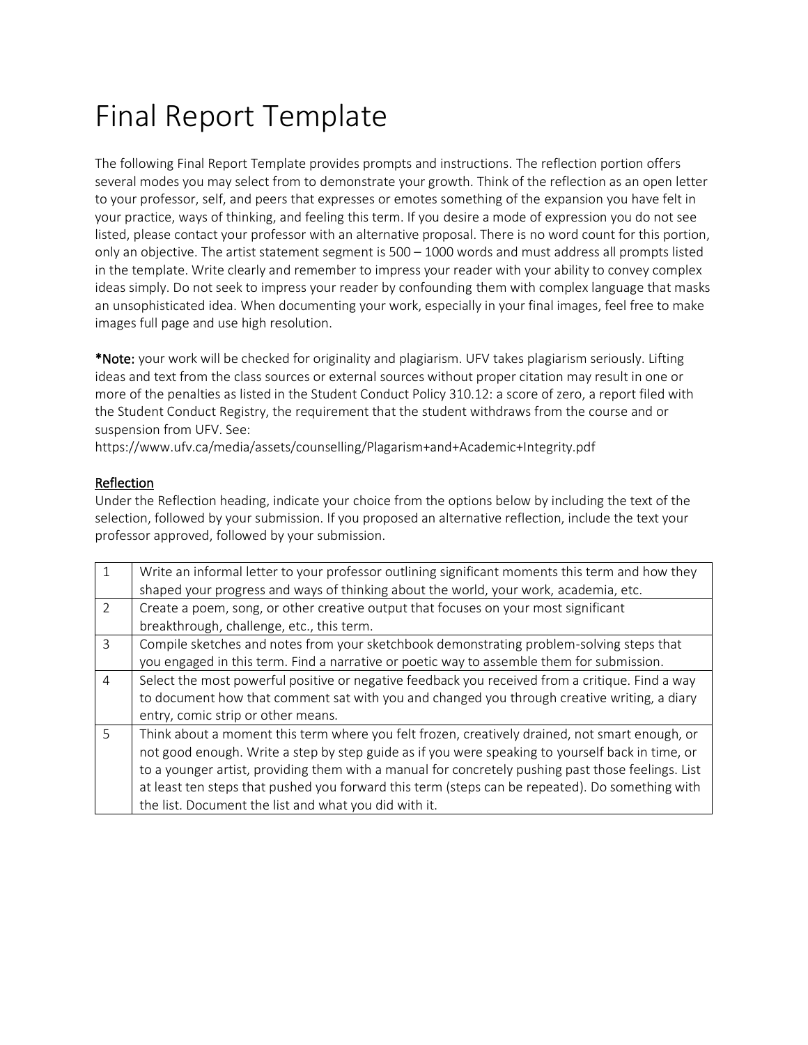# Final Report Template

The following Final Report Template provides prompts and instructions. The reflection portion offers several modes you may select from to demonstrate your growth. Think of the reflection as an open letter to your professor, self, and peers that expresses or emotes something of the expansion you have felt in your practice, ways of thinking, and feeling this term. If you desire a mode of expression you do not see listed, please contact your professor with an alternative proposal. There is no word count for this portion, only an objective. The artist statement segment is 500 – 1000 words and must address all prompts listed in the template. Write clearly and remember to impress your reader with your ability to convey complex ideas simply. Do not seek to impress your reader by confounding them with complex language that masks an unsophisticated idea. When documenting your work, especially in your final images, feel free to make images full page and use high resolution.

**\*Note:** your work will be checked for originality and plagiarism. UFV takes plagiarism seriously. Lifting ideas and text from the class sources or external sources without proper citation may result in one or more of the penalties as listed in the Student Conduct Policy 310.12: a score of zero, a report filed with the Student Conduct Registry, the requirement that the student withdraws from the course and or suspension from UFV. See: https://www.ufv.ca/media/assets/counselling/Plagarism+and+Academic+Integrity.pdf

<u>Reflection</u>

Under the Reflection heading, indicate your choice from the options below by including the text of the selection, followed by your submission. If you proposed an alternative reflection, include the text your professor approved, followed by your submission.

| | |
|---|---|
| 1 | Write an informal letter to your professor outlining significant moments this term and how they shaped your progress and ways of thinking about the world, your work, academia, etc. |
| 2 | Create a poem, song, or other creative output that focuses on your most significant breakthrough, challenge, etc., this term. |
| 3 | Compile sketches and notes from your sketchbook demonstrating problem-solving steps that you engaged in this term. Find a narrative or poetic way to assemble them for submission. |
| 4 | Select the most powerful positive or negative feedback you received from a critique. Find a way to document how that comment sat with you and changed you through creative writing, a diary entry, comic strip or other means. |
| 5 | Think about a moment this term where you felt frozen, creatively drained, not smart enough, or not good enough. Write a step by step guide as if you were speaking to yourself back in time, or to a younger artist, providing them with a manual for concretely pushing past those feelings. List at least ten steps that pushed you forward this term (steps can be repeated). Do something with the list. Document the list and what you did with it. |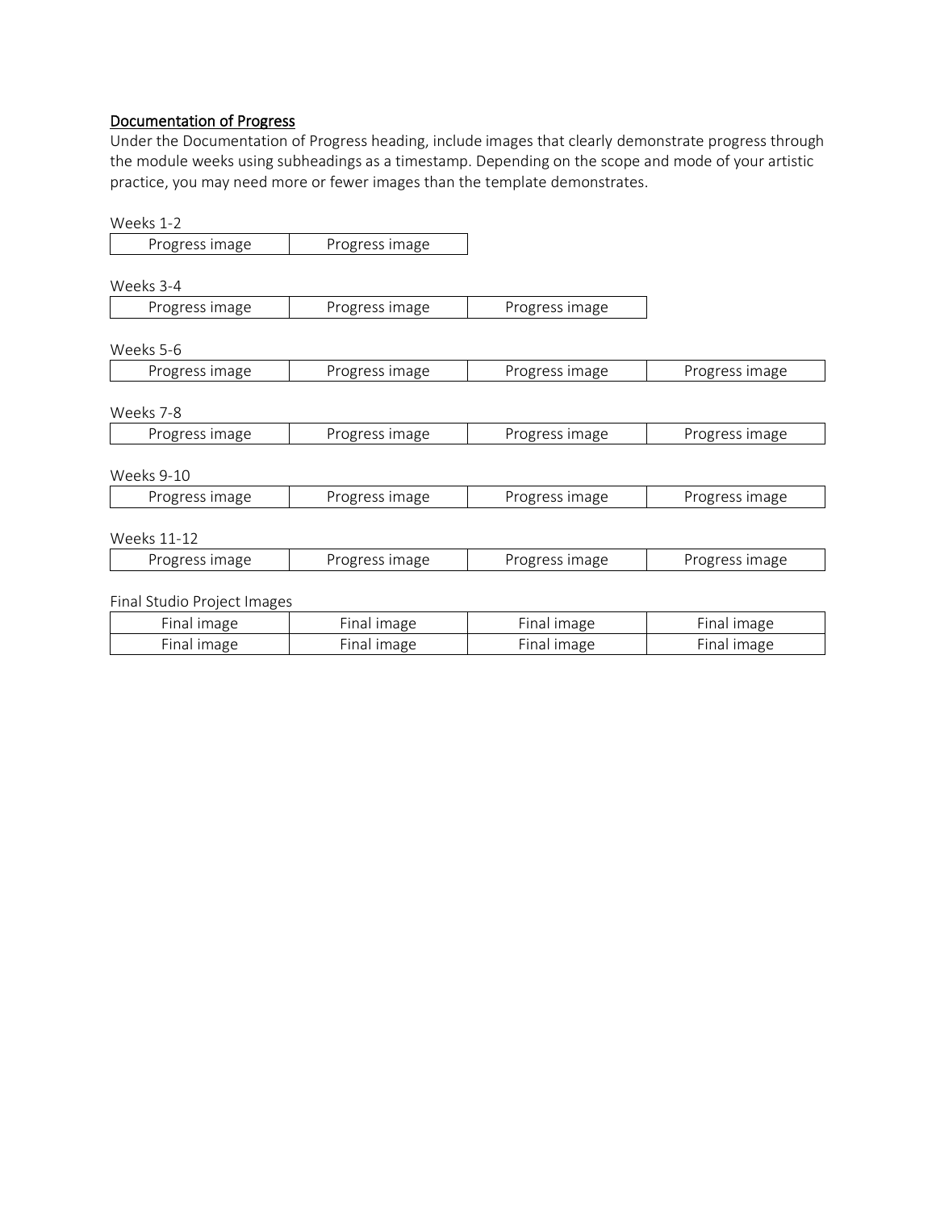## Documentation of Progress

Under the Documentation of Progress heading, include images that clearly demonstrate progress through the module weeks using subheadings as a timestamp. Depending on the scope and mode of your artistic practice, you may need more or fewer images than the template demonstrates.

Weeks 1-2

| Progress image | Progress image |
|---|---|

Weeks 3-4

| Progress image | Progress image | Progress image |
|---|---|---|

Weeks 5-6

| Progress image | Progress image | Progress image | Progress image |
|---|---|---|---|

Weeks 7-8

| Progress image | Progress image | Progress image | Progress image |
|---|---|---|---|

Weeks 9-10

| Progress image | Progress image | Progress image | Progress image |
|---|---|---|---|

Weeks 11-12

| Progress image | Progress image | Progress image | Progress image |
|---|---|---|---|

Final Studio Project Images

| Final image | Final image | Final image | Final image |
|---|---|---|---|
| Final image | Final image | Final image | Final image |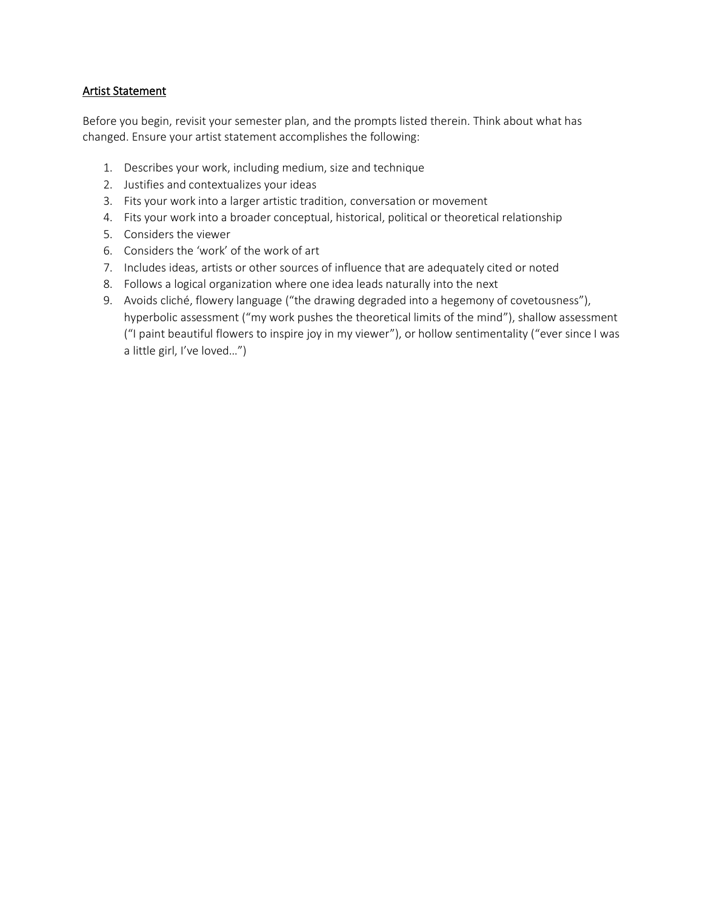## Artist Statement

Before you begin, revisit your semester plan, and the prompts listed therein. Think about what has changed. Ensure your artist statement accomplishes the following:

1. Describes your work, including medium, size and technique
2. Justifies and contextualizes your ideas
3. Fits your work into a larger artistic tradition, conversation or movement
4. Fits your work into a broader conceptual, historical, political or theoretical relationship
5. Considers the viewer
6. Considers the 'work' of the work of art
7. Includes ideas, artists or other sources of influence that are adequately cited or noted
8. Follows a logical organization where one idea leads naturally into the next
9. Avoids cliché, flowery language ("the drawing degraded into a hegemony of covetousness"), hyperbolic assessment ("my work pushes the theoretical limits of the mind"), shallow assessment ("I paint beautiful flowers to inspire joy in my viewer"), or hollow sentimentality ("ever since I was a little girl, I've loved…")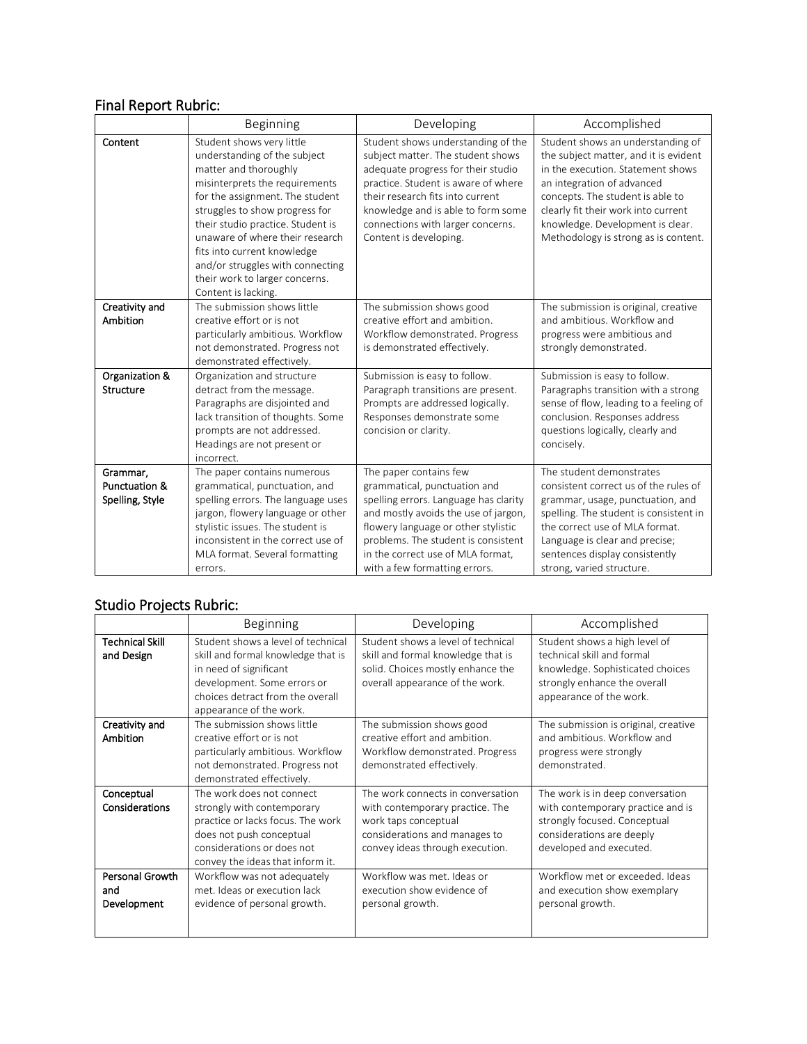## Final Report Rubric:

| | Beginning | Developing | Accomplished |
|---|---|---|---|
| **Content** | Student shows very little understanding of the subject matter and thoroughly misinterprets the requirements for the assignment. The student struggles to show progress for their studio practice. Student is unaware of where their research fits into current knowledge and/or struggles with connecting their work to larger concerns. Content is lacking. | Student shows understanding of the subject matter. The student shows adequate progress for their studio practice. Student is aware of where their research fits into current knowledge and is able to form some connections with larger concerns. Content is developing. | Student shows an understanding of the subject matter, and it is evident in the execution. Statement shows an integration of advanced concepts. The student is able to clearly fit their work into current knowledge. Development is clear. Methodology is strong as is content. |
| **Creativity and Ambition** | The submission shows little creative effort or is not particularly ambitious. Workflow not demonstrated. Progress not demonstrated effectively. | The submission shows good creative effort and ambition. Workflow demonstrated. Progress is demonstrated effectively. | The submission is original, creative and ambitious. Workflow and progress were ambitious and strongly demonstrated. |
| **Organization & Structure** | Organization and structure detract from the message. Paragraphs are disjointed and lack transition of thoughts. Some prompts are not addressed. Headings are not present or incorrect. | Submission is easy to follow. Paragraph transitions are present. Prompts are addressed logically. Responses demonstrate some concision or clarity. | Submission is easy to follow. Paragraphs transition with a strong sense of flow, leading to a feeling of conclusion. Responses address questions logically, clearly and concisely. |
| **Grammar, Punctuation & Spelling, Style** | The paper contains numerous grammatical, punctuation, and spelling errors. The language uses jargon, flowery language or other stylistic issues. The student is inconsistent in the correct use of MLA format. Several formatting errors. | The paper contains few grammatical, punctuation and spelling errors. Language has clarity and mostly avoids the use of jargon, flowery language or other stylistic problems. The student is consistent in the correct use of MLA format, with a few formatting errors. | The student demonstrates consistent correct us of the rules of grammar, usage, punctuation, and spelling. The student is consistent in the correct use of MLA format. Language is clear and precise; sentences display consistently strong, varied structure. |

## Studio Projects Rubric:

| | Beginning | Developing | Accomplished |
|---|---|---|---|
| **Technical Skill and Design** | Student shows a level of technical skill and formal knowledge that is in need of significant development. Some errors or choices detract from the overall appearance of the work. | Student shows a level of technical skill and formal knowledge that is solid. Choices mostly enhance the overall appearance of the work. | Student shows a high level of technical skill and formal knowledge. Sophisticated choices strongly enhance the overall appearance of the work. |
| **Creativity and Ambition** | The submission shows little creative effort or is not particularly ambitious. Workflow not demonstrated. Progress not demonstrated effectively. | The submission shows good creative effort and ambition. Workflow demonstrated. Progress demonstrated effectively. | The submission is original, creative and ambitious. Workflow and progress were strongly demonstrated. |
| **Conceptual Considerations** | The work does not connect strongly with contemporary practice or lacks focus. The work does not push conceptual considerations or does not convey the ideas that inform it. | The work connects in conversation with contemporary practice. The work taps conceptual considerations and manages to convey ideas through execution. | The work is in deep conversation with contemporary practice and is strongly focused. Conceptual considerations are deeply developed and executed. |
| **Personal Growth and Development** | Workflow was not adequately met. Ideas or execution lack evidence of personal growth. | Workflow was met. Ideas or execution show evidence of personal growth. | Workflow met or exceeded. Ideas and execution show exemplary personal growth. |